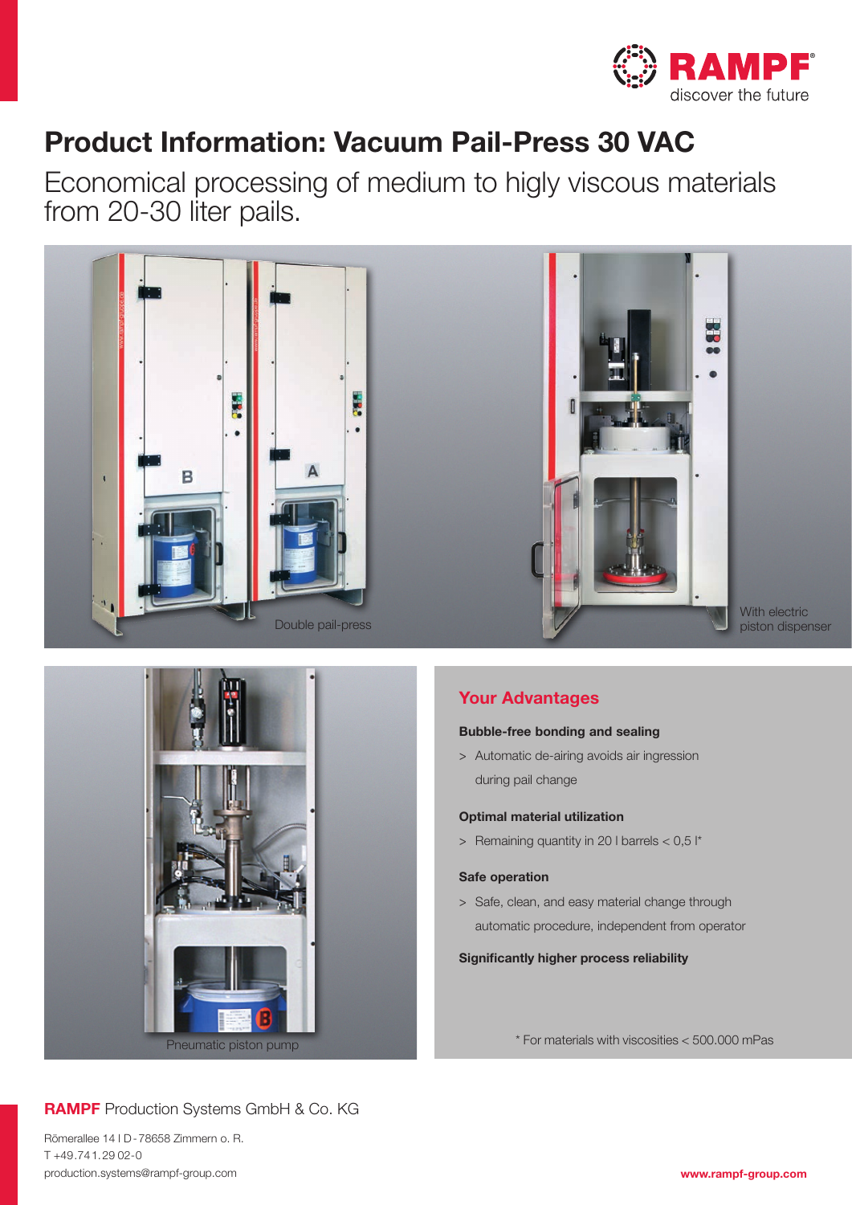# Product Information: Vacuum Pail-Press 30 VAC

Economical processing of medium to higly viscous materials from 20-30 liter pails.

Double pail-press

With electric piston dispenser

Pneumatic piston pump

## Your Advantages

**Bubble-free bonding and sealing**

> Automatic de-airing avoids air ingression during pail change

**Optimal material utilization**

> Remaining quantity in 20 l barrels < 0,5 l*

**Safe operation**

> Safe, clean, and easy material change through automatic procedure, independent from operator

**Significantly higher process reliability**

\* For materials with viscosities < 500.000 mPas

**RAMPF** Production Systems GmbH & Co. KG

Römerallee 14 I D-78658 Zimmern o. R.
T +49.741.29 02-0
production.systems@rampf-group.com

www.rampf-group.com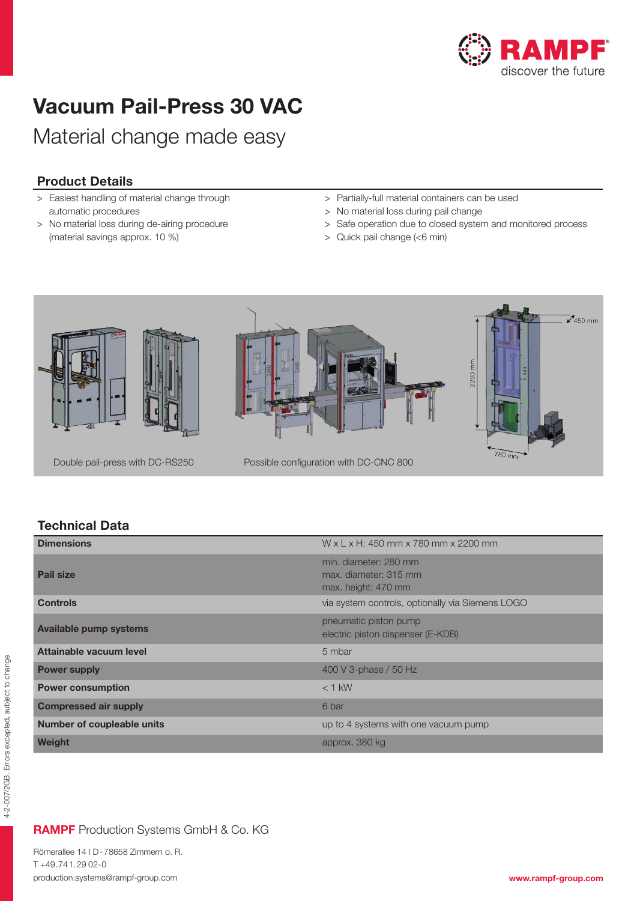# Vacuum Pail-Press 30 VAC

## Material change made easy

### Product Details

- Easiest handling of material change through automatic procedures
- No material loss during de-airing procedure (material savings approx. 10 %)
- Partially-full material containers can be used
- No material loss during pail change
- Safe operation due to closed system and monitored process
- Quick pail change (<6 min)

Double pail-press with DC-RS250

Possible configuration with DC-CNC 800

450 mm
2200 mm
780 mm

### Technical Data

| | |
|---|---|
| **Dimensions** | W x L x H: 450 mm x 780 mm x 2200 mm |
| **Pail size** | min. diameter: 280 mm<br>max. diameter: 315 mm<br>max. height: 470 mm |
| **Controls** | via system controls, optionally via Siemens LOGO |
| **Available pump systems** | pneumatic piston pump<br>electric piston dispenser (E-KDB) |
| **Attainable vacuum level** | 5 mbar |
| **Power supply** | 400 V 3-phase / 50 Hz |
| **Power consumption** | < 1 kW |
| **Compressed air supply** | 6 bar |
| **Number of coupleable units** | up to 4 systems with one vacuum pump |
| **Weight** | approx. 380 kg |

4-2-007/2GB. Errors excepted, subject to change

**RAMPF** Production Systems GmbH & Co. KG

Römerallee 14 I D-78658 Zimmern o. R.
T +49.741.29 02-0
production.systems@rampf-group.com

www.rampf-group.com